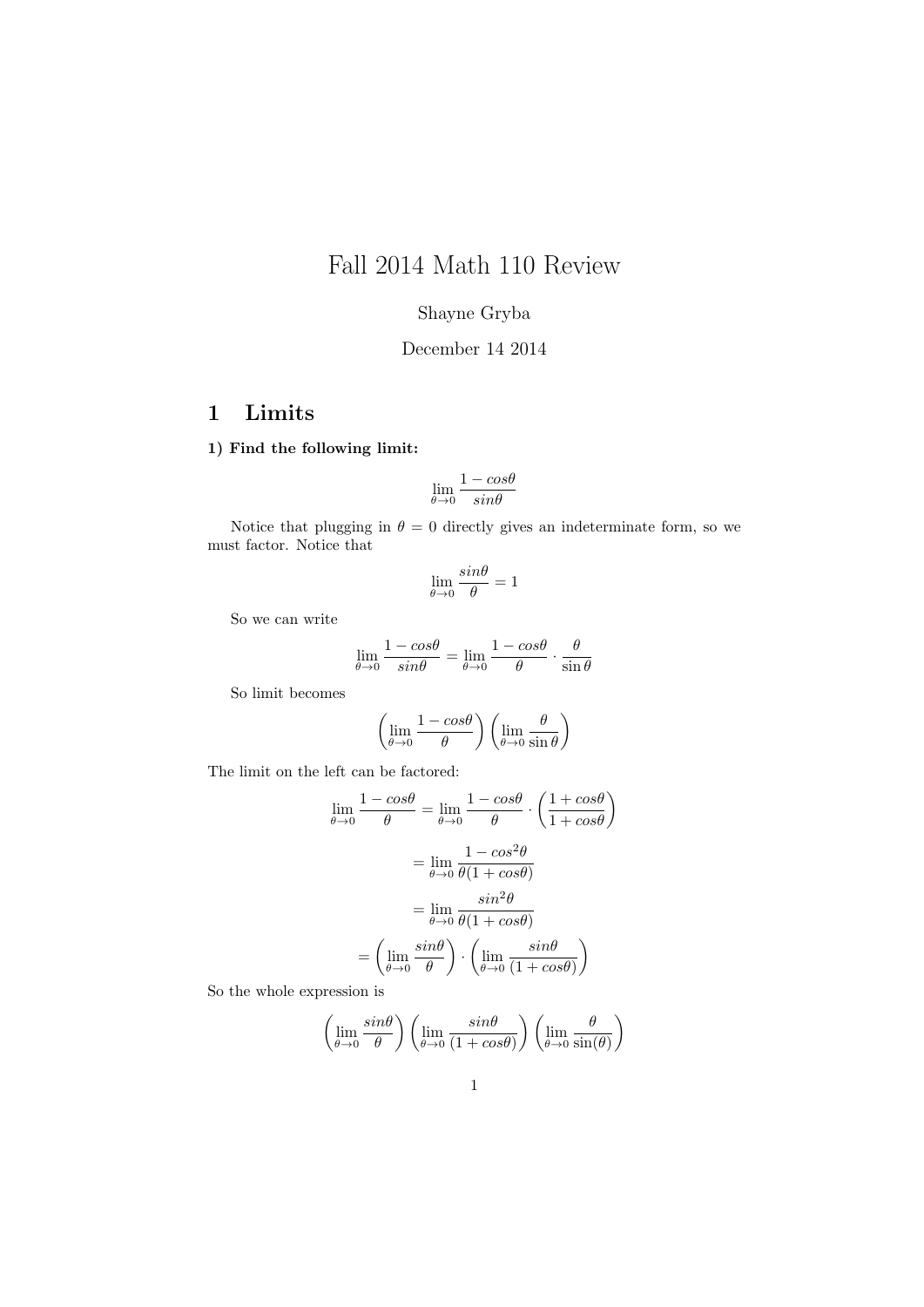# Fall 2014 Math 110 Review

Shayne Gryba

December 14 2014

## 1 Limits

**1) Find the following limit:**

$$\lim_{\theta \to 0} \frac{1 - cos\theta}{sin\theta}$$

Notice that plugging in $\theta = 0$ directly gives an indeterminate form, so we must factor. Notice that

$$\lim_{\theta \to 0} \frac{sin\theta}{\theta} = 1$$

So we can write

$$\lim_{\theta \to 0} \frac{1 - cos\theta}{sin\theta} = \lim_{\theta \to 0} \frac{1 - cos\theta}{\theta} \cdot \frac{\theta}{\sin\theta}$$

So limit becomes

$$\left( \lim_{\theta \to 0} \frac{1 - cos\theta}{\theta} \right) \left( \lim_{\theta \to 0} \frac{\theta}{\sin\theta} \right)$$

The limit on the left can be factored:

$$\lim_{\theta \to 0} \frac{1 - cos\theta}{\theta} = \lim_{\theta \to 0} \frac{1 - cos\theta}{\theta} \cdot \left( \frac{1 + cos\theta}{1 + cos\theta} \right)$$

$$= \lim_{\theta \to 0} \frac{1 - cos^2\theta}{\theta(1 + cos\theta)}$$

$$= \lim_{\theta \to 0} \frac{sin^2\theta}{\theta(1 + cos\theta)}$$

$$= \left( \lim_{\theta \to 0} \frac{sin\theta}{\theta} \right) \cdot \left( \lim_{\theta \to 0} \frac{sin\theta}{(1 + cos\theta)} \right)$$

So the whole expression is

$$\left( \lim_{\theta \to 0} \frac{sin\theta}{\theta} \right) \left( \lim_{\theta \to 0} \frac{sin\theta}{(1 + cos\theta)} \right) \left( \lim_{\theta \to 0} \frac{\theta}{\sin(\theta)} \right)$$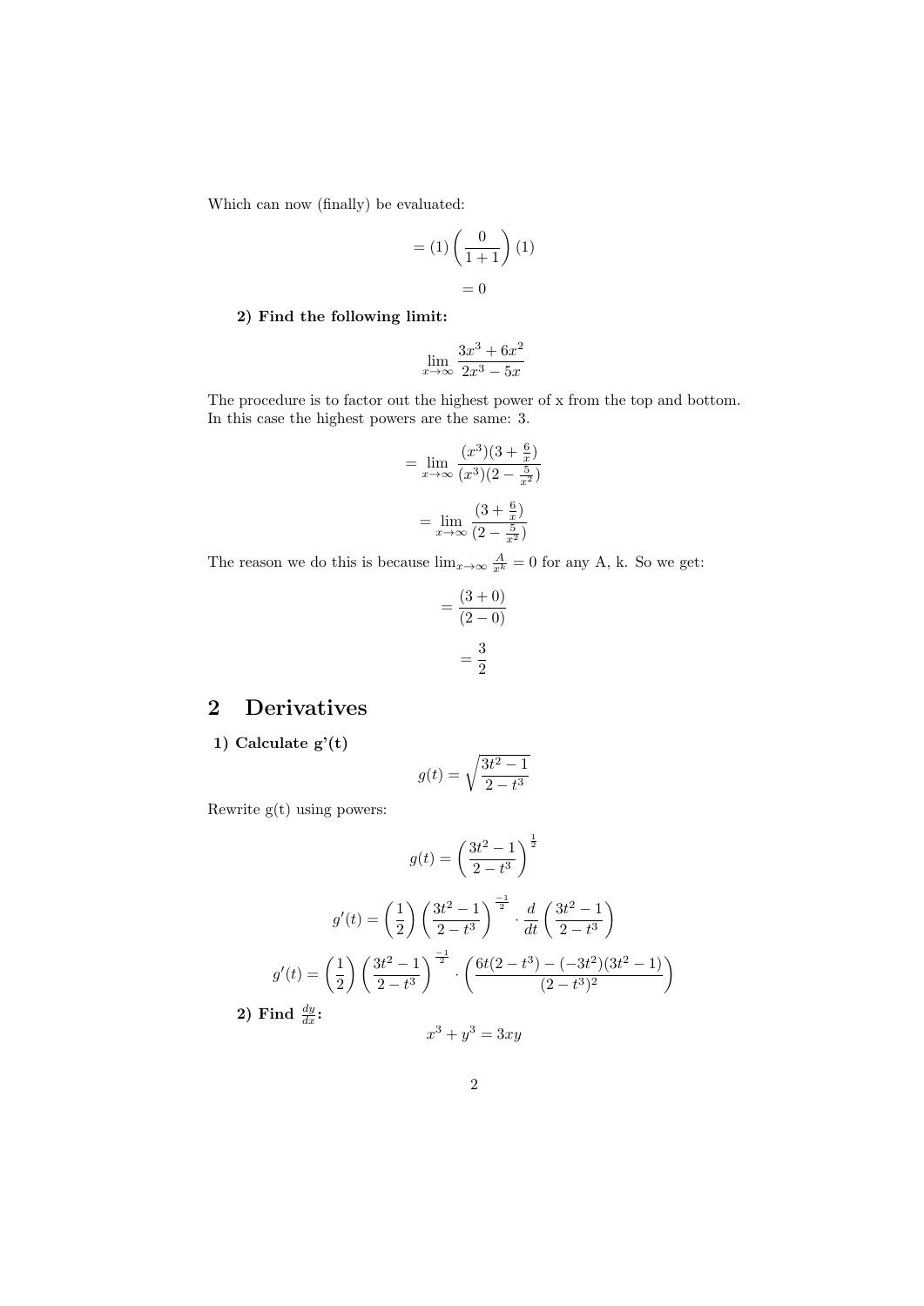Which can now (finally) be evaluated:

$$= (1)\left(\frac{0}{1+1}\right)(1)$$

$$= 0$$

**2) Find the following limit:**

$$\lim_{x\to\infty} \frac{3x^3 + 6x^2}{2x^3 - 5x}$$

The procedure is to factor out the highest power of x from the top and bottom. In this case the highest powers are the same: 3.

$$= \lim_{x\to\infty} \frac{(x^3)(3 + \frac{6}{x})}{(x^3)(2 - \frac{5}{x^2})}$$

$$= \lim_{x\to\infty} \frac{(3 + \frac{6}{x})}{(2 - \frac{5}{x^2})}$$

The reason we do this is because $\lim_{x\to\infty} \frac{A}{x^k} = 0$ for any A, k. So we get:

$$= \frac{(3+0)}{(2-0)}$$

$$= \frac{3}{2}$$

## 2 Derivatives

**1) Calculate g'(t)**

$$g(t) = \sqrt{\frac{3t^2 - 1}{2 - t^3}}$$

Rewrite g(t) using powers:

$$g(t) = \left(\frac{3t^2 - 1}{2 - t^3}\right)^{\frac{1}{2}}$$

$$g'(t) = \left(\frac{1}{2}\right)\left(\frac{3t^2 - 1}{2 - t^3}\right)^{\frac{-1}{2}} \cdot \frac{d}{dt}\left(\frac{3t^2 - 1}{2 - t^3}\right)$$

$$g'(t) = \left(\frac{1}{2}\right)\left(\frac{3t^2 - 1}{2 - t^3}\right)^{\frac{-1}{2}} \cdot \left(\frac{6t(2 - t^3) - (-3t^2)(3t^2 - 1)}{(2 - t^3)^2}\right)$$

**2) Find $\frac{dy}{dx}$:**

$$x^3 + y^3 = 3xy$$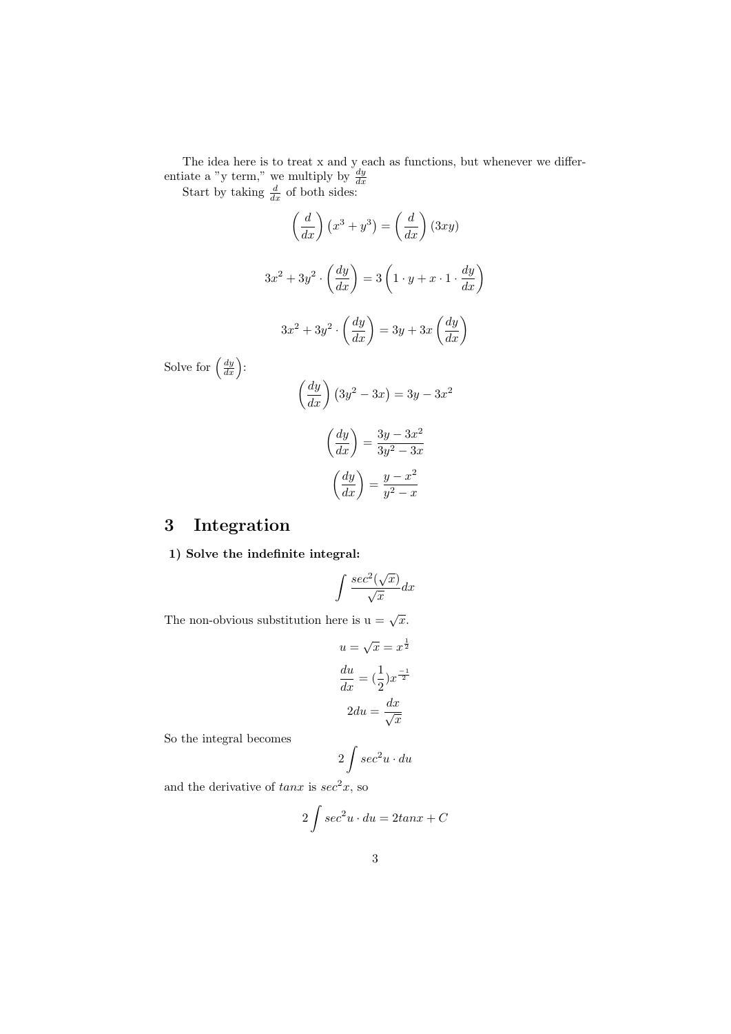The idea here is to treat x and y each as functions, but whenever we differentiate a "y term," we multiply by $\frac{dy}{dx}$

Start by taking $\frac{d}{dx}$ of both sides:

$$\left(\frac{d}{dx}\right)\left(x^3 + y^3\right) = \left(\frac{d}{dx}\right)(3xy)$$

$$3x^2 + 3y^2 \cdot \left(\frac{dy}{dx}\right) = 3\left(1 \cdot y + x \cdot 1 \cdot \frac{dy}{dx}\right)$$

$$3x^2 + 3y^2 \cdot \left(\frac{dy}{dx}\right) = 3y + 3x\left(\frac{dy}{dx}\right)$$

Solve for $\left(\frac{dy}{dx}\right)$:

$$\left(\frac{dy}{dx}\right)\left(3y^2 - 3x\right) = 3y - 3x^2$$

$$\left(\frac{dy}{dx}\right) = \frac{3y - 3x^2}{3y^2 - 3x}$$

$$\left(\frac{dy}{dx}\right) = \frac{y - x^2}{y^2 - x}$$

## 3 Integration

**1) Solve the indefinite integral:**

$$\int \frac{sec^2(\sqrt{x})}{\sqrt{x}} dx$$

The non-obvious substitution here is u = $\sqrt{x}$.

$$u = \sqrt{x} = x^{\frac{1}{2}}$$

$$\frac{du}{dx} = (\frac{1}{2})x^{\frac{-1}{2}}$$

$$2du = \frac{dx}{\sqrt{x}}$$

So the integral becomes

$$2\int sec^2 u \cdot du$$

and the derivative of $tanx$ is $sec^2x$, so

$$2\int sec^2 u \cdot du = 2tanx + C$$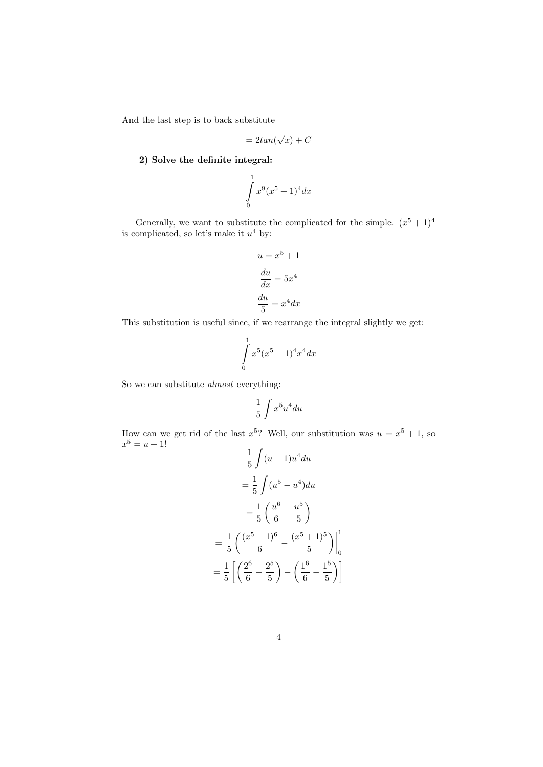And the last step is to back substitute

$$= 2tan(\sqrt{x}) + C$$

**2) Solve the definite integral:**

$$\int_0^1 x^9(x^5+1)^4 dx$$

Generally, we want to substitute the complicated for the simple. $(x^5+1)^4$ is complicated, so let's make it $u^4$ by:

$$u = x^5 + 1$$

$$\frac{du}{dx} = 5x^4$$

$$\frac{du}{5} = x^4 dx$$

This substitution is useful since, if we rearrange the integral slightly we get:

$$\int_0^1 x^5(x^5+1)^4 x^4 dx$$

So we can substitute *almost* everything:

$$\frac{1}{5}\int x^5 u^4 du$$

How can we get rid of the last $x^5$? Well, our substitution was $u = x^5 + 1$, so $x^5 = u - 1$!

$$\frac{1}{5}\int (u-1)u^4 du$$

$$= \frac{1}{5}\int (u^5 - u^4) du$$

$$= \frac{1}{5}\left(\frac{u^6}{6} - \frac{u^5}{5}\right)$$

$$= \frac{1}{5}\left(\frac{(x^5+1)^6}{6} - \frac{(x^5+1)^5}{5}\right)\Bigg|_0^1$$

$$= \frac{1}{5}\left[\left(\frac{2^6}{6} - \frac{2^5}{5}\right) - \left(\frac{1^6}{6} - \frac{1^5}{5}\right)\right]$$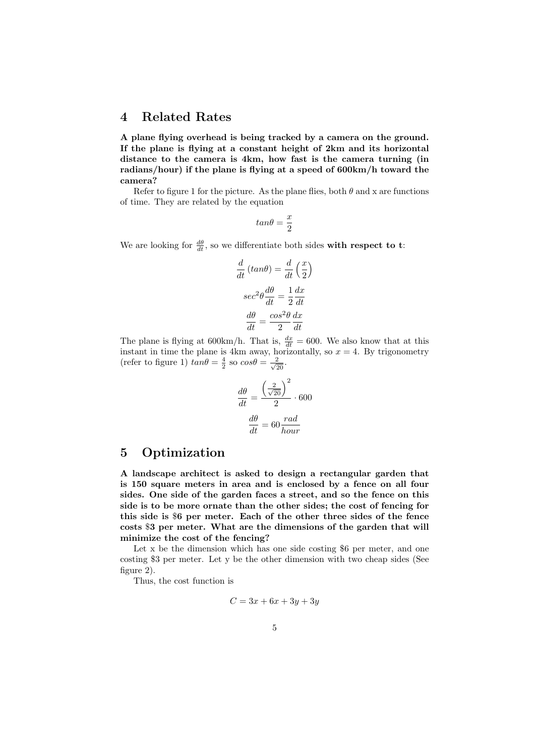## 4 Related Rates

**A plane flying overhead is being tracked by a camera on the ground. If the plane is flying at a constant height of 2km and its horizontal distance to the camera is 4km, how fast is the camera turning (in radians/hour) if the plane is flying at a speed of 600km/h toward the camera?**

Refer to figure 1 for the picture. As the plane flies, both $\theta$ and x are functions of time. They are related by the equation

$$tan\theta = \frac{x}{2}$$

We are looking for $\frac{d\theta}{dt}$, so we differentiate both sides **with respect to t**:

$$\frac{d}{dt}\left(tan\theta\right) = \frac{d}{dt}\left(\frac{x}{2}\right)$$

$$sec^2\theta\frac{d\theta}{dt} = \frac{1}{2}\frac{dx}{dt}$$

$$\frac{d\theta}{dt} = \frac{cos^2\theta}{2}\frac{dx}{dt}$$

The plane is flying at 600km/h. That is, $\frac{dx}{dt} = 600$. We also know that at this instant in time the plane is 4km away, horizontally, so $x = 4$. By trigonometry (refer to figure 1) $tan\theta = \frac{4}{2}$ so $cos\theta = \frac{2}{\sqrt{20}}$.

$$\frac{d\theta}{dt} = \frac{\left(\frac{2}{\sqrt{20}}\right)^2}{2} \cdot 600$$

$$\frac{d\theta}{dt} = 60\frac{rad}{hour}$$

## 5 Optimization

**A landscape architect is asked to design a rectangular garden that is 150 square meters in area and is enclosed by a fence on all four sides. One side of the garden faces a street, and so the fence on this side is to be more ornate than the other sides; the cost of fencing for this side is \$6 per meter. Each of the other three sides of the fence costs \$3 per meter. What are the dimensions of the garden that will minimize the cost of the fencing?**

Let x be the dimension which has one side costing \$6 per meter, and one costing \$3 per meter. Let y be the other dimension with two cheap sides (See figure 2).

Thus, the cost function is

$$C = 3x + 6x + 3y + 3y$$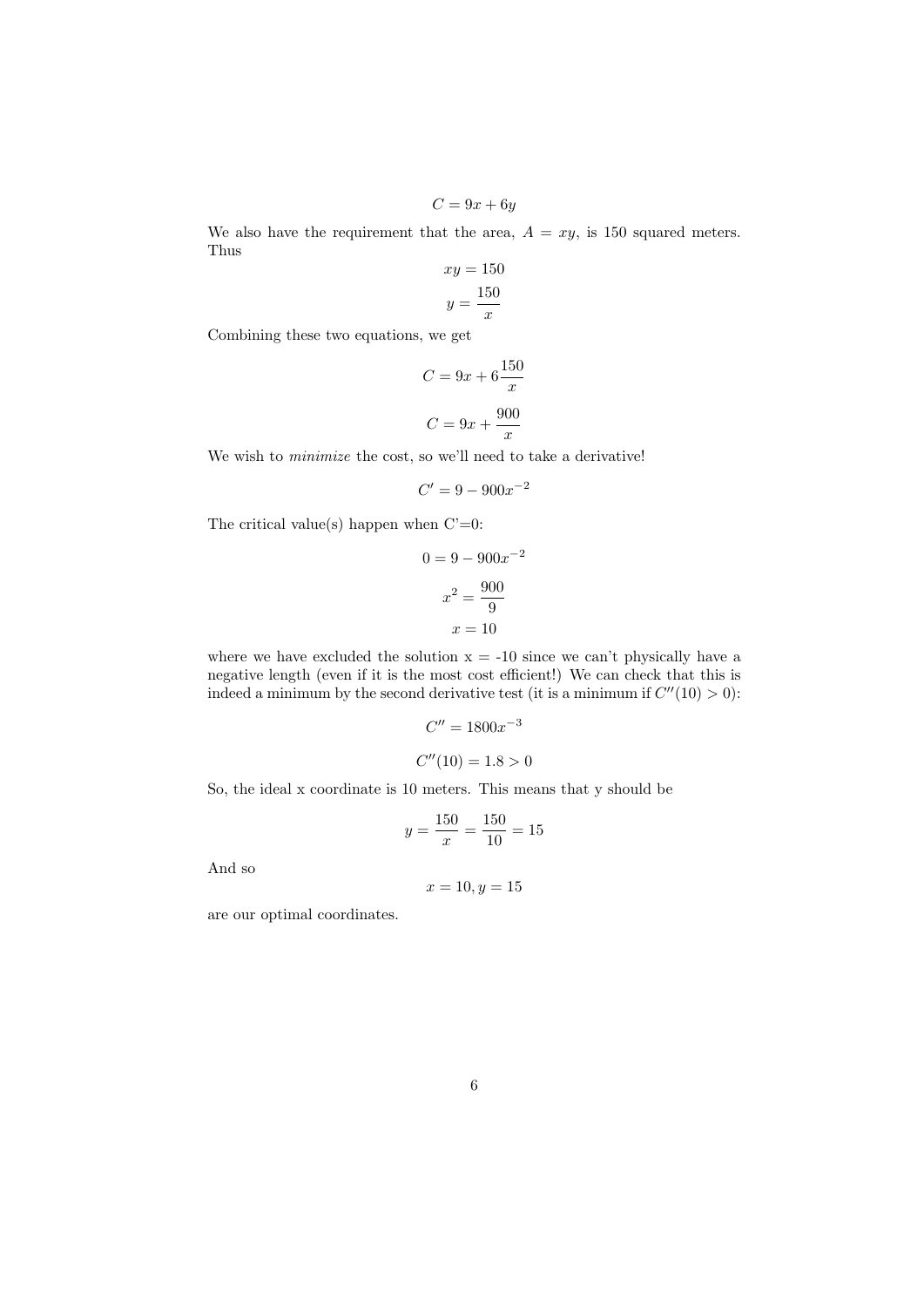$$C = 9x + 6y$$

We also have the requirement that the area, $A = xy$, is 150 squared meters. Thus

$$xy = 150$$

$$y = \frac{150}{x}$$

Combining these two equations, we get

$$C = 9x + 6\frac{150}{x}$$

$$C = 9x + \frac{900}{x}$$

We wish to *minimize* the cost, so we'll need to take a derivative!

$$C' = 9 - 900x^{-2}$$

The critical value(s) happen when C'=0:

$$0 = 9 - 900x^{-2}$$

$$x^2 = \frac{900}{9}$$

$$x = 10$$

where we have excluded the solution x = -10 since we can't physically have a negative length (even if it is the most cost efficient!) We can check that this is indeed a minimum by the second derivative test (it is a minimum if $C''(10) > 0$):

$$C'' = 1800x^{-3}$$

$$C''(10) = 1.8 > 0$$

So, the ideal x coordinate is 10 meters. This means that y should be

$$y = \frac{150}{x} = \frac{150}{10} = 15$$

And so

$$x = 10, y = 15$$

are our optimal coordinates.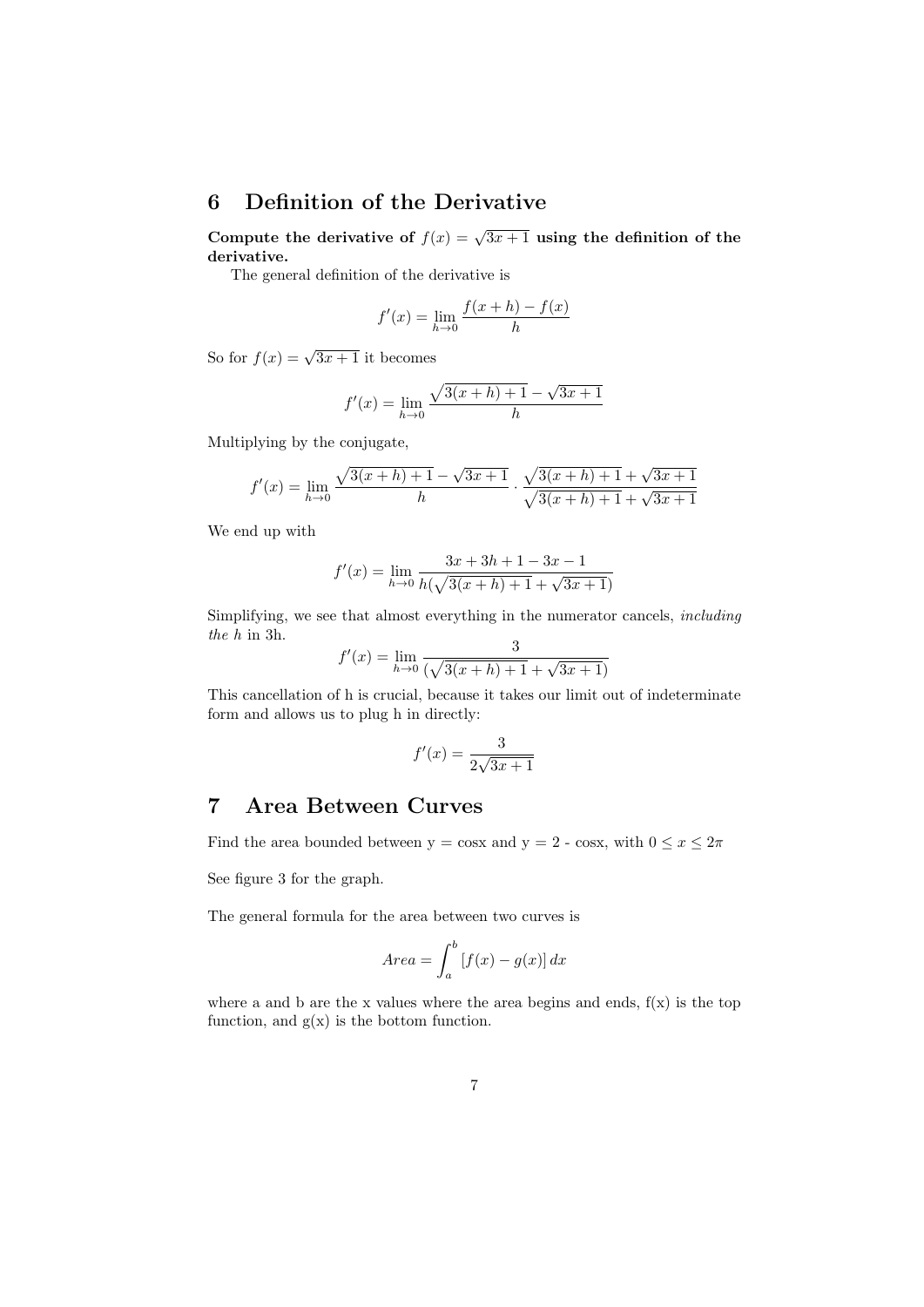## 6 Definition of the Derivative

**Compute the derivative of $f(x) = \sqrt{3x+1}$ using the definition of the derivative.**

The general definition of the derivative is

$$f'(x) = \lim_{h \to 0} \frac{f(x+h) - f(x)}{h}$$

So for $f(x) = \sqrt{3x+1}$ it becomes

$$f'(x) = \lim_{h \to 0} \frac{\sqrt{3(x+h)+1} - \sqrt{3x+1}}{h}$$

Multiplying by the conjugate,

$$f'(x) = \lim_{h \to 0} \frac{\sqrt{3(x+h)+1} - \sqrt{3x+1}}{h} \cdot \frac{\sqrt{3(x+h)+1} + \sqrt{3x+1}}{\sqrt{3(x+h)+1} + \sqrt{3x+1}}$$

We end up with

$$f'(x) = \lim_{h \to 0} \frac{3x + 3h + 1 - 3x - 1}{h(\sqrt{3(x+h)+1} + \sqrt{3x+1})}$$

Simplifying, we see that almost everything in the numerator cancels, *including the h* in 3h.

$$f'(x) = \lim_{h \to 0} \frac{3}{(\sqrt{3(x+h)+1} + \sqrt{3x+1})}$$

This cancellation of h is crucial, because it takes our limit out of indeterminate form and allows us to plug h in directly:

$$f'(x) = \frac{3}{2\sqrt{3x+1}}$$

## 7 Area Between Curves

Find the area bounded between y = cosx and y = 2 - cosx, with $0 \leq x \leq 2\pi$

See figure 3 for the graph.

The general formula for the area between two curves is

$$Area = \int_a^b [f(x) - g(x)]\, dx$$

where a and b are the x values where the area begins and ends, f(x) is the top function, and g(x) is the bottom function.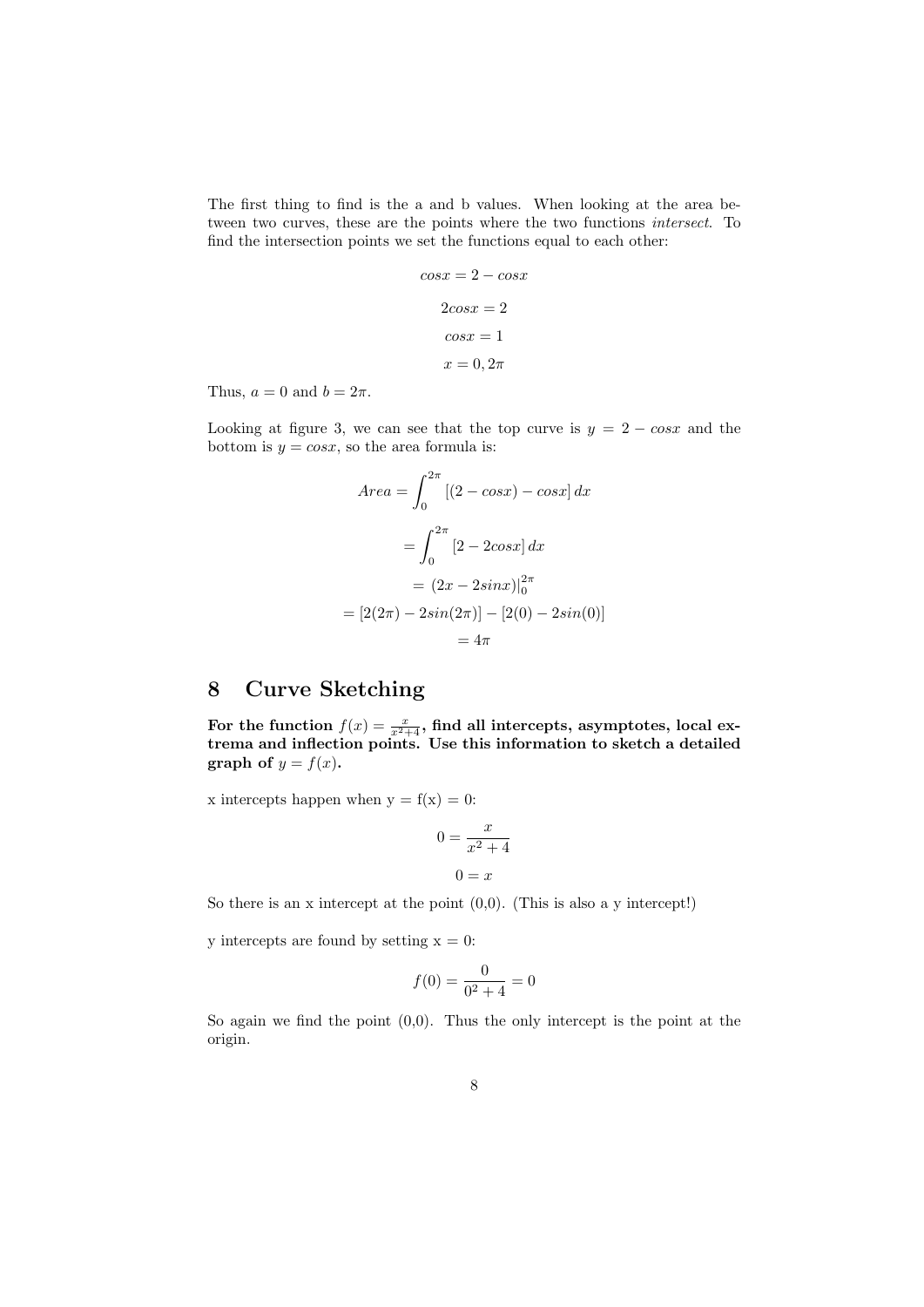The first thing to find is the a and b values. When looking at the area between two curves, these are the points where the two functions *intersect*. To find the intersection points we set the functions equal to each other:

$$cosx = 2 - cosx$$

$$2cosx = 2$$

$$cosx = 1$$

$$x = 0, 2\pi$$

Thus, $a = 0$ and $b = 2\pi$.

Looking at figure 3, we can see that the top curve is $y = 2 - cosx$ and the bottom is $y = cosx$, so the area formula is:

$$Area = \int_0^{2\pi} [(2 - cosx) - cosx]\, dx$$

$$= \int_0^{2\pi} [2 - 2cosx]\, dx$$

$$= (2x - 2sinx)|_0^{2\pi}$$

$$= [2(2\pi) - 2sin(2\pi)] - [2(0) - 2sin(0)]$$

$$= 4\pi$$

# 8 Curve Sketching

**For the function $f(x) = \frac{x}{x^2+4}$, find all intercepts, asymptotes, local extrema and inflection points. Use this information to sketch a detailed graph of $y = f(x)$.**

x intercepts happen when y = f(x) = 0:

$$0 = \frac{x}{x^2 + 4}$$

$$0 = x$$

So there is an x intercept at the point (0,0). (This is also a y intercept!)

y intercepts are found by setting x = 0:

$$f(0) = \frac{0}{0^2 + 4} = 0$$

So again we find the point (0,0). Thus the only intercept is the point at the origin.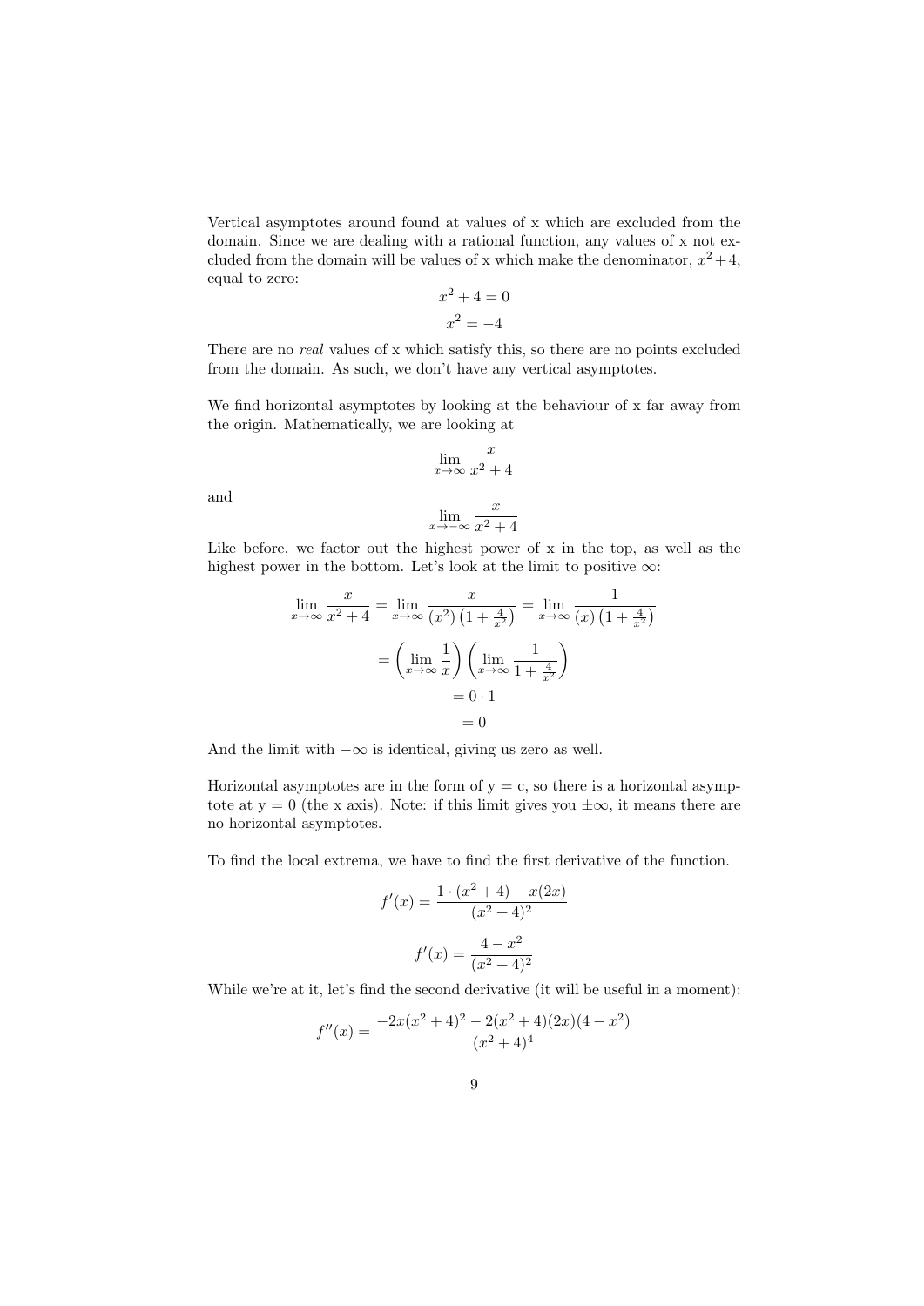Vertical asymptotes around found at values of x which are excluded from the domain. Since we are dealing with a rational function, any values of x not excluded from the domain will be values of x which make the denominator, $x^2+4$, equal to zero:

$$x^2 + 4 = 0$$

$$x^2 = -4$$

There are no *real* values of x which satisfy this, so there are no points excluded from the domain. As such, we don't have any vertical asymptotes.

We find horizontal asymptotes by looking at the behaviour of x far away from the origin. Mathematically, we are looking at

$$\lim_{x \to \infty} \frac{x}{x^2 + 4}$$

and

$$\lim_{x \to -\infty} \frac{x}{x^2 + 4}$$

Like before, we factor out the highest power of x in the top, as well as the highest power in the bottom. Let's look at the limit to positive $\infty$:

$$\lim_{x \to \infty} \frac{x}{x^2 + 4} = \lim_{x \to \infty} \frac{x}{(x^2)\left(1 + \frac{4}{x^2}\right)} = \lim_{x \to \infty} \frac{1}{(x)\left(1 + \frac{4}{x^2}\right)}$$

$$= \left(\lim_{x \to \infty} \frac{1}{x}\right)\left(\lim_{x \to \infty} \frac{1}{1 + \frac{4}{x^2}}\right)$$

$$= 0 \cdot 1$$

$$= 0$$

And the limit with $-\infty$ is identical, giving us zero as well.

Horizontal asymptotes are in the form of y = c, so there is a horizontal asymptote at y = 0 (the x axis). Note: if this limit gives you $\pm\infty$, it means there are no horizontal asymptotes.

To find the local extrema, we have to find the first derivative of the function.

$$f'(x) = \frac{1 \cdot (x^2 + 4) - x(2x)}{(x^2 + 4)^2}$$

$$f'(x) = \frac{4 - x^2}{(x^2 + 4)^2}$$

While we're at it, let's find the second derivative (it will be useful in a moment):

$$f''(x) = \frac{-2x(x^2 + 4)^2 - 2(x^2 + 4)(2x)(4 - x^2)}{(x^2 + 4)^4}$$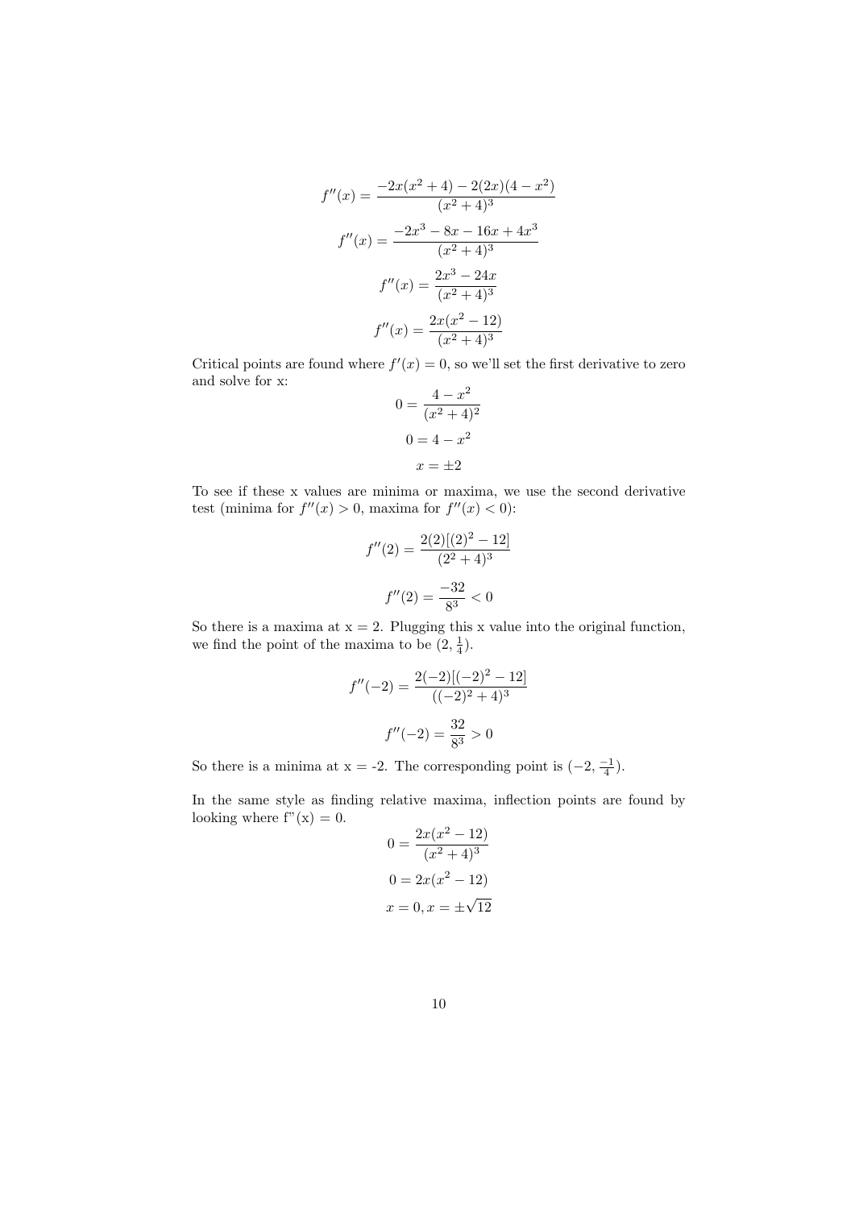$$f''(x) = \frac{-2x(x^2+4) - 2(2x)(4-x^2)}{(x^2+4)^3}$$

$$f''(x) = \frac{-2x^3 - 8x - 16x + 4x^3}{(x^2+4)^3}$$

$$f''(x) = \frac{2x^3 - 24x}{(x^2+4)^3}$$

$$f''(x) = \frac{2x(x^2-12)}{(x^2+4)^3}$$

Critical points are found where $f'(x) = 0$, so we'll set the first derivative to zero and solve for x:

$$0 = \frac{4-x^2}{(x^2+4)^2}$$

$$0 = 4 - x^2$$

$$x = \pm 2$$

To see if these x values are minima or maxima, we use the second derivative test (minima for $f''(x) > 0$, maxima for $f''(x) < 0$):

$$f''(2) = \frac{2(2)[(2)^2 - 12]}{(2^2+4)^3}$$

$$f''(2) = \frac{-32}{8^3} < 0$$

So there is a maxima at x = 2. Plugging this x value into the original function, we find the point of the maxima to be $(2, \frac{1}{4})$.

$$f''(-2) = \frac{2(-2)[(-2)^2 - 12]}{((-2)^2+4)^3}$$

$$f''(-2) = \frac{32}{8^3} > 0$$

So there is a minima at x = -2. The corresponding point is $(-2, \frac{-1}{4})$.

In the same style as finding relative maxima, inflection points are found by looking where f"(x) = 0.

$$0 = \frac{2x(x^2-12)}{(x^2+4)^3}$$

$$0 = 2x(x^2 - 12)$$

$$x = 0, x = \pm\sqrt{12}$$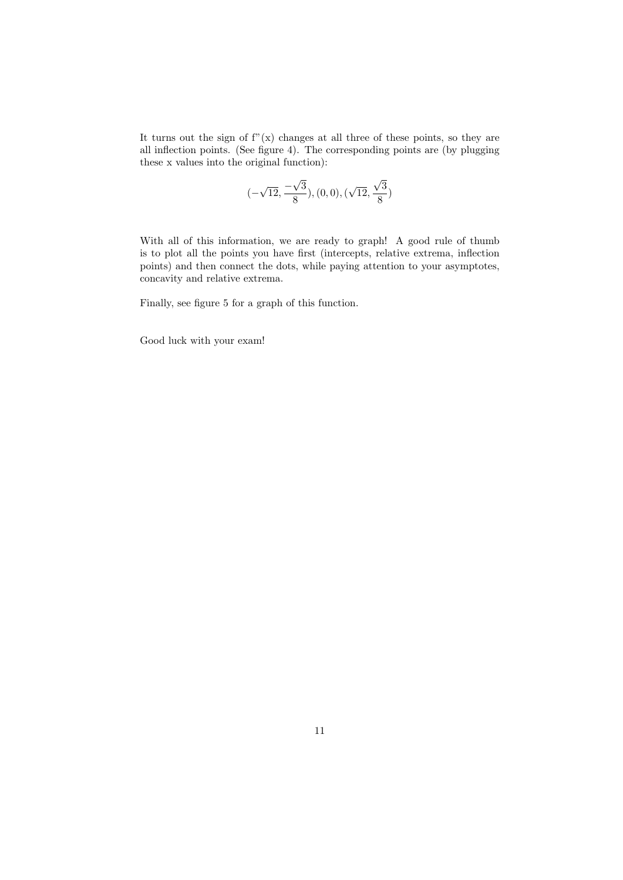It turns out the sign of f"(x) changes at all three of these points, so they are all inflection points. (See figure 4). The corresponding points are (by plugging these x values into the original function):

$$(-\sqrt{12}, \frac{-\sqrt{3}}{8}), (0, 0), (\sqrt{12}, \frac{\sqrt{3}}{8})$$

With all of this information, we are ready to graph! A good rule of thumb is to plot all the points you have first (intercepts, relative extrema, inflection points) and then connect the dots, while paying attention to your asymptotes, concavity and relative extrema.

Finally, see figure 5 for a graph of this function.

Good luck with your exam!